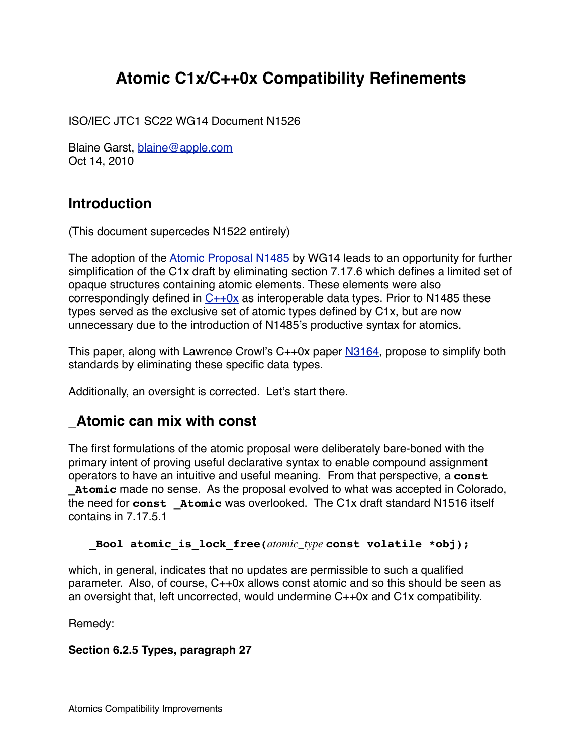# Atomic C1x/C++0x Compatibility Refinements

ISO/IEC JTC1 SC22 WG14 Document N1526

Blaine Garst, blaine@apple.com
Oct 14, 2010

## Introduction

(This document supercedes N1522 entirely)

The adoption of the Atomic Proposal N1485 by WG14 leads to an opportunity for further simplification of the C1x draft by eliminating section 7.17.6 which defines a limited set of opaque structures containing atomic elements. These elements were also correspondingly defined in C++0x as interoperable data types. Prior to N1485 these types served as the exclusive set of atomic types defined by C1x, but are now unnecessary due to the introduction of N1485's productive syntax for atomics.

This paper, along with Lawrence Crowl's C++0x paper N3164, propose to simplify both standards by eliminating these specific data types.

Additionally, an oversight is corrected. Let's start there.

## _Atomic can mix with const

The first formulations of the atomic proposal were deliberately bare-boned with the primary intent of proving useful declarative syntax to enable compound assignment operators to have an intuitive and useful meaning. From that perspective, a **const _Atomic** made no sense. As the proposal evolved to what was accepted in Colorado, the need for **const _Atomic** was overlooked. The C1x draft standard N1516 itself contains in 7.17.5.1

```
_Bool atomic_is_lock_free(atomic_type const volatile *obj);
```

which, in general, indicates that no updates are permissible to such a qualified parameter. Also, of course, C++0x allows const atomic and so this should be seen as an oversight that, left uncorrected, would undermine C++0x and C1x compatibility.

Remedy:

**Section 6.2.5 Types, paragraph 27**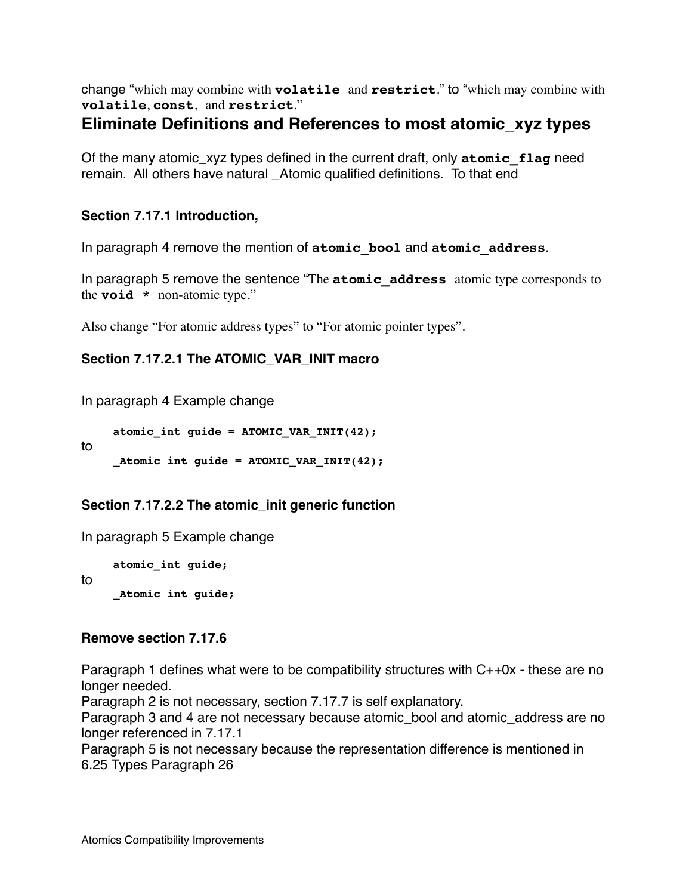change “which may combine with **volatile** and **restrict**.” to “which may combine with **volatile**, **const**, and **restrict**.”

## Eliminate Definitions and References to most atomic_xyz types

Of the many atomic_xyz types defined in the current draft, only **atomic_flag** need remain. All others have natural _Atomic qualified definitions. To that end

### Section 7.17.1 Introduction,

In paragraph 4 remove the mention of **atomic_bool** and **atomic_address**.

In paragraph 5 remove the sentence “The **atomic_address** atomic type corresponds to the **void \*** non-atomic type.”

Also change “For atomic address types” to “For atomic pointer types”.

### Section 7.17.2.1 The ATOMIC_VAR_INIT macro

In paragraph 4 Example change

```
atomic_int guide = ATOMIC_VAR_INIT(42);
```

to

```
_Atomic int guide = ATOMIC_VAR_INIT(42);
```

### Section 7.17.2.2 The atomic_init generic function

In paragraph 5 Example change

```
atomic_int guide;
```

to

```
_Atomic int guide;
```

### Remove section 7.17.6

Paragraph 1 defines what were to be compatibility structures with C++0x - these are no longer needed.
Paragraph 2 is not necessary, section 7.17.7 is self explanatory.
Paragraph 3 and 4 are not necessary because atomic_bool and atomic_address are no longer referenced in 7.17.1
Paragraph 5 is not necessary because the representation difference is mentioned in 6.25 Types Paragraph 26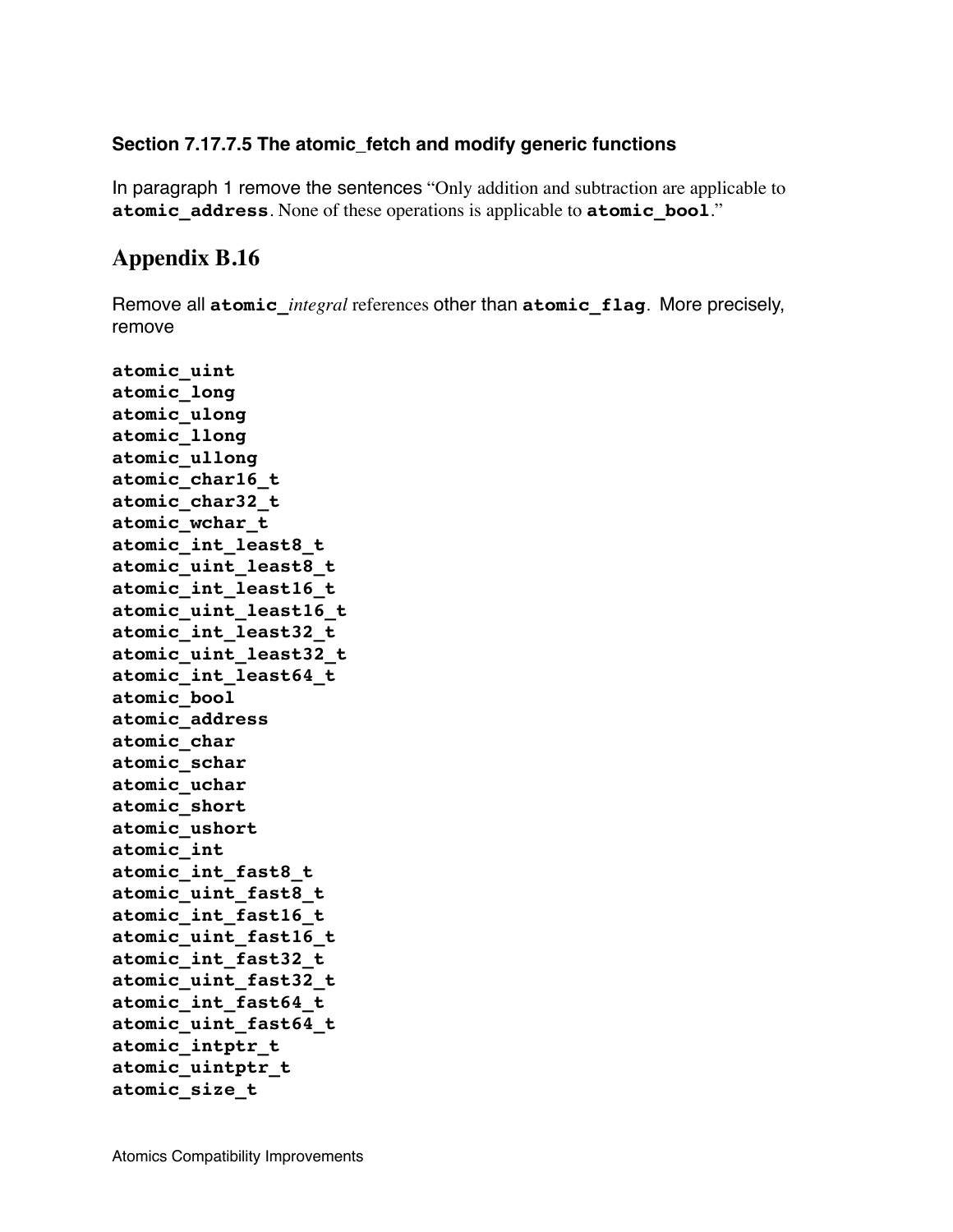**Section 7.17.7.5 The atomic_fetch and modify generic functions**

In paragraph 1 remove the sentences "Only addition and subtraction are applicable to **atomic_address**. None of these operations is applicable to **atomic_bool**."

## Appendix B.16

Remove all **atomic_***integral* references other than **atomic_flag**. More precisely, remove

**atomic_uint**
**atomic_long**
**atomic_ulong**
**atomic_llong**
**atomic_ullong**
**atomic_char16_t**
**atomic_char32_t**
**atomic_wchar_t**
**atomic_int_least8_t**
**atomic_uint_least8_t**
**atomic_int_least16_t**
**atomic_uint_least16_t**
**atomic_int_least32_t**
**atomic_uint_least32_t**
**atomic_int_least64_t**
**atomic_bool**
**atomic_address**
**atomic_char**
**atomic_schar**
**atomic_uchar**
**atomic_short**
**atomic_ushort**
**atomic_int**
**atomic_int_fast8_t**
**atomic_uint_fast8_t**
**atomic_int_fast16_t**
**atomic_uint_fast16_t**
**atomic_int_fast32_t**
**atomic_uint_fast32_t**
**atomic_int_fast64_t**
**atomic_uint_fast64_t**
**atomic_intptr_t**
**atomic_uintptr_t**
**atomic_size_t**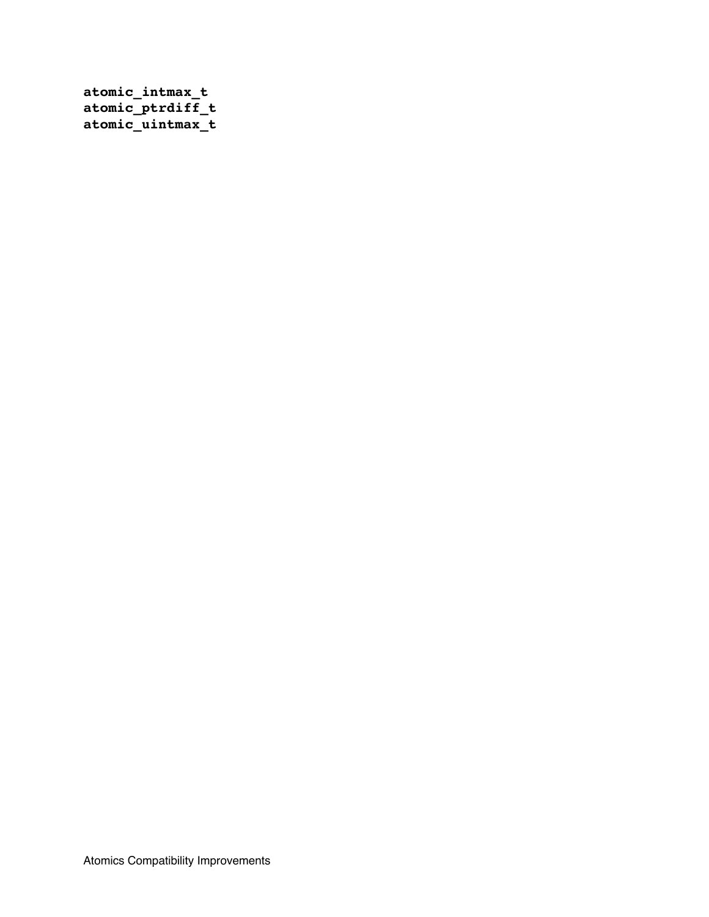```
atomic_intmax_t
atomic_ptrdiff_t
atomic_uintmax_t
```